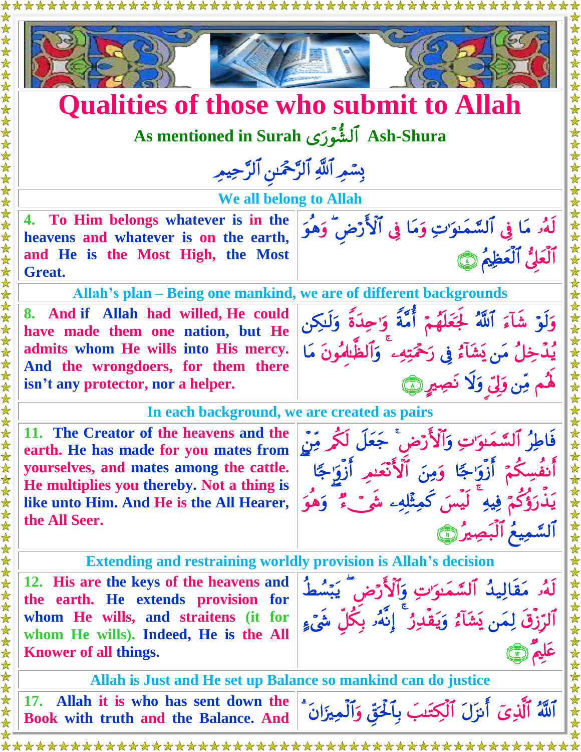# Qualities of those who submit to Allah

## As mentioned in Surah ٱلشُّوَرَى Ash-Shura

بِسۡمِ ٱللَّهِ ٱلرَّحۡمَٰنِ ٱلرَّحِيمِ

### We all belong to Allah

| | |
|---|---|
| 4. To Him belongs whatever is in the heavens and whatever is on the earth, and He is the Most High, the Most Great. | لَهُۥ مَا فِي ٱلسَّمَٰوَٰتِ وَمَا فِي ٱلۡأَرۡضِۖ وَهُوَ ٱلۡعَلِيُّ ٱلۡعَظِيمُ ٤ |

### Allah's plan – Being one mankind, we are of different backgrounds

| | |
|---|---|
| 8. And if Allah had willed, He could have made them one nation, but He admits whom He wills into His mercy. And the wrongdoers, for them there isn't any protector, nor a helper. | وَلَوۡ شَآءَ ٱللَّهُ لَجَعَلَهُمۡ أُمَّةٗ وَٰحِدَةٗ وَلَٰكِن يُدۡخِلُ مَن يَشَآءُ فِي رَحۡمَتِهِۦۚ وَٱلظَّٰلِمُونَ مَا لَهُم مِّن وَلِيّٖ وَلَا نَصِيرٍ ٨ |

### In each background, we are created as pairs

| | |
|---|---|
| 11. The Creator of the heavens and the earth. He has made for you mates from yourselves, and mates among the cattle. He multiplies you thereby. Not a thing is like unto Him. And He is the All Hearer, the All Seer. | فَاطِرُ ٱلسَّمَٰوَٰتِ وَٱلۡأَرۡضِۚ جَعَلَ لَكُم مِّنۡ أَنفُسِكُمۡ أَزۡوَٰجٗا وَمِنَ ٱلۡأَنۡعَٰمِ أَزۡوَٰجٗا يَذۡرَؤُكُمۡ فِيهِۚ لَيۡسَ كَمِثۡلِهِۦ شَيۡءٞۖ وَهُوَ ٱلسَّمِيعُ ٱلۡبَصِيرُ ١١ |

### Extending and restraining worldly provision is Allah's decision

| | |
|---|---|
| 12. His are the keys of the heavens and the earth. He extends provision for whom He wills, and straitens (it for whom He wills). Indeed, He is the All Knower of all things. | لَهُۥ مَقَالِيدُ ٱلسَّمَٰوَٰتِ وَٱلۡأَرۡضِۖ يَبۡسُطُ ٱلرِّزۡقَ لِمَن يَشَآءُ وَيَقۡدِرُۚ إِنَّهُۥ بِكُلِّ شَيۡءٍ عَلِيمٞ ١٢ |

### Allah is Just and He set up Balance so mankind can do justice

| | |
|---|---|
| 17. Allah it is who has sent down the Book with truth and the Balance. And | ٱللَّهُ ٱلَّذِيٓ أَنزَلَ ٱلۡكِتَٰبَ بِٱلۡحَقِّ وَٱلۡمِيزَانَۗ |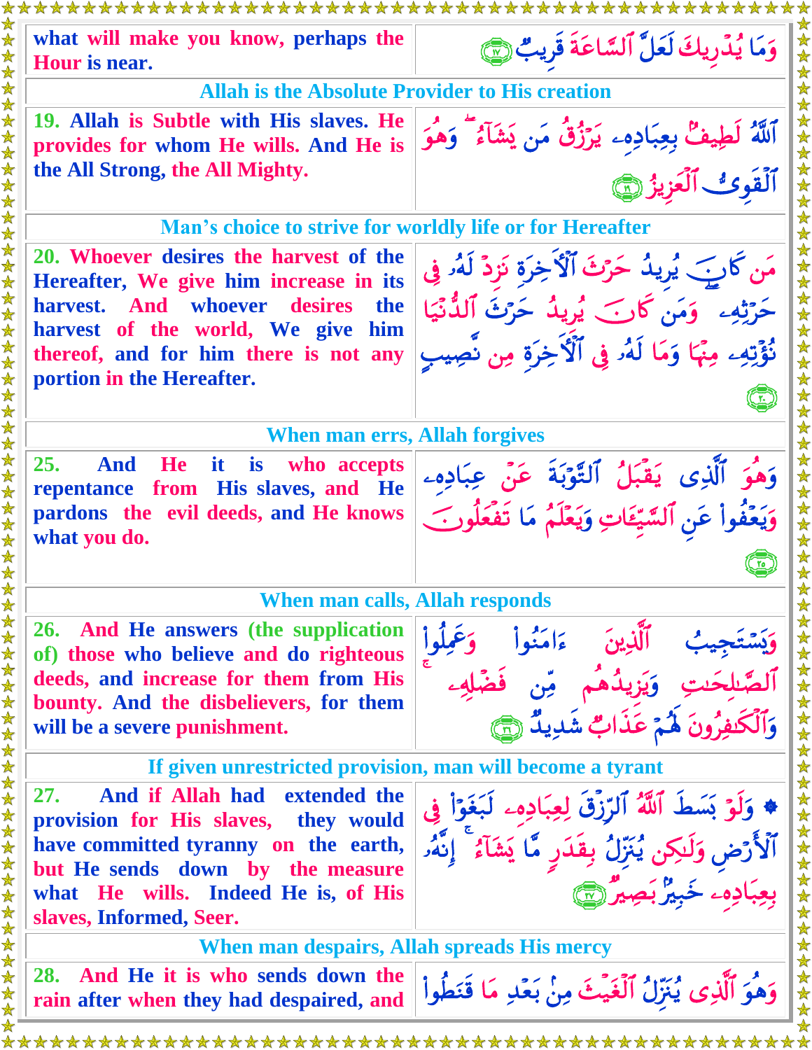| | |
|---|---|
| what will make you know, perhaps the Hour is near. | وَمَا يُدْرِيكَ لَعَلَّ ٱلسَّاعَةَ قَرِيبٌ ﴿١٧﴾ |
| **Allah is the Absolute Provider to His creation** | |
| 19. Allah is Subtle with His slaves. He provides for whom He wills. And He is the All Strong, the All Mighty. | ٱللَّهُ لَطِيفٌۢ بِعِبَادِهِۦ يَرْزُقُ مَن يَشَآءُ ۖ وَهُوَ ٱلْقَوِىُّ ٱلْعَزِيزُ ﴿١٩﴾ |
| **Man's choice to strive for worldly life or for Hereafter** | |
| 20. Whoever desires the harvest of the Hereafter, We give him increase in its harvest. And whoever desires the harvest of the world, We give him thereof, and for him there is not any portion in the Hereafter. | مَن كَانَ يُرِيدُ حَرْثَ ٱلْـَٔاخِرَةِ نَزِدْ لَهُۥ فِى حَرْثِهِۦ ۖ وَمَن كَانَ يُرِيدُ حَرْثَ ٱلدُّنْيَا نُؤْتِهِۦ مِنْهَا وَمَا لَهُۥ فِى ٱلْـَٔاخِرَةِ مِن نَّصِيبٍ ﴿٢٠﴾ |
| **When man errs, Allah forgives** | |
| 25. And He it is who accepts repentance from His slaves, and He pardons the evil deeds, and He knows what you do. | وَهُوَ ٱلَّذِى يَقْبَلُ ٱلتَّوْبَةَ عَنْ عِبَادِهِۦ وَيَعْفُوا۟ عَنِ ٱلسَّيِّـَٔاتِ وَيَعْلَمُ مَا تَفْعَلُونَ ﴿٢٥﴾ |
| **When man calls, Allah responds** | |
| 26. And He answers (the supplication of) those who believe and do righteous deeds, and increase for them from His bounty. And the disbelievers, for them will be a severe punishment. | وَيَسْتَجِيبُ ٱلَّذِينَ ءَامَنُوا۟ وَعَمِلُوا۟ ٱلصَّـٰلِحَـٰتِ وَيَزِيدُهُم مِّن فَضْلِهِۦ ۚ وَٱلْكَـٰفِرُونَ لَهُمْ عَذَابٌ شَدِيدٌ ﴿٢٦﴾ |
| **If given unrestricted provision, man will become a tyrant** | |
| 27. And if Allah had extended the provision for His slaves, they would have committed tyranny on the earth, but He sends down by the measure what He wills. Indeed He is, of His slaves, Informed, Seer. | ۞ وَلَوْ بَسَطَ ٱللَّهُ ٱلرِّزْقَ لِعِبَادِهِۦ لَبَغَوْا۟ فِى ٱلْأَرْضِ وَلَـٰكِن يُنَزِّلُ بِقَدَرٍ مَّا يَشَآءُ ۚ إِنَّهُۥ بِعِبَادِهِۦ خَبِيرٌۢ بَصِيرٌ ﴿٢٧﴾ |
| **When man despairs, Allah spreads His mercy** | |
| 28. And He it is who sends down the rain after when they had despaired, and | وَهُوَ ٱلَّذِى يُنَزِّلُ ٱلْغَيْثَ مِنۢ بَعْدِ مَا قَنَطُوا۟ |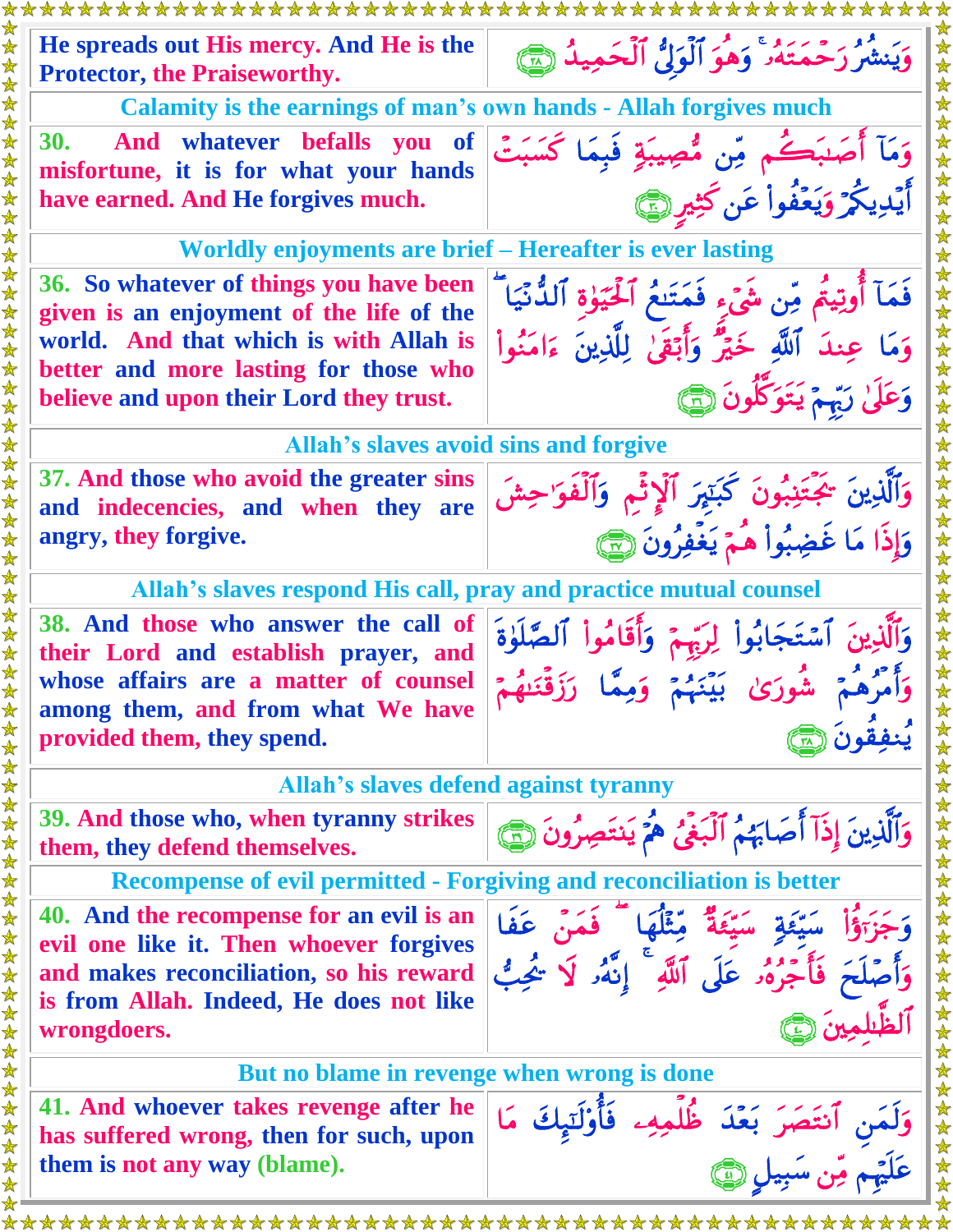| | |
|---|---|
| He spreads out His mercy. And He is the Protector, the Praiseworthy. | وَيَنشُرُ رَحْمَتَهُۥ ۚ وَهُوَ ٱلْوَلِىُّ ٱلْحَمِيدُ ﴿٢٨﴾ |

### Calamity is the earnings of man's own hands - Allah forgives much

| | |
|---|---|
| 30. And whatever befalls you of misfortune, it is for what your hands have earned. And He forgives much. | وَمَآ أَصَٰبَكُم مِّن مُّصِيبَةٍ فَبِمَا كَسَبَتْ أَيْدِيكُمْ وَيَعْفُوا۟ عَن كَثِيرٍ ﴿٣٠﴾ |

### Worldly enjoyments are brief – Hereafter is ever lasting

| | |
|---|---|
| 36. So whatever of things you have been given is an enjoyment of the life of the world. And that which is with Allah is better and more lasting for those who believe and upon their Lord they trust. | فَمَآ أُوتِيتُم مِّن شَىْءٍ فَمَتَٰعُ ٱلْحَيَوٰةِ ٱلدُّنْيَا ۖ وَمَا عِندَ ٱللَّهِ خَيْرٌ وَأَبْقَىٰ لِلَّذِينَ ءَامَنُوا۟ وَعَلَىٰ رَبِّهِمْ يَتَوَكَّلُونَ ﴿٣٦﴾ |

### Allah's slaves avoid sins and forgive

| | |
|---|---|
| 37. And those who avoid the greater sins and indecencies, and when they are angry, they forgive. | وَٱلَّذِينَ يَجْتَنِبُونَ كَبَٰٓئِرَ ٱلْإِثْمِ وَٱلْفَوَٰحِشَ وَإِذَا مَا غَضِبُوا۟ هُمْ يَغْفِرُونَ ﴿٣٧﴾ |

### Allah's slaves respond His call, pray and practice mutual counsel

| | |
|---|---|
| 38. And those who answer the call of their Lord and establish prayer, and whose affairs are a matter of counsel among them, and from what We have provided them, they spend. | وَٱلَّذِينَ ٱسْتَجَابُوا۟ لِرَبِّهِمْ وَأَقَامُوا۟ ٱلصَّلَوٰةَ وَأَمْرُهُمْ شُورَىٰ بَيْنَهُمْ وَمِمَّا رَزَقْنَٰهُمْ يُنفِقُونَ ﴿٣٨﴾ |

### Allah's slaves defend against tyranny

| | |
|---|---|
| 39. And those who, when tyranny strikes them, they defend themselves. | وَٱلَّذِينَ إِذَآ أَصَابَهُمُ ٱلْبَغْىُ هُمْ يَنتَصِرُونَ ﴿٣٩﴾ |

### Recompense of evil permitted - Forgiving and reconciliation is better

| | |
|---|---|
| 40. And the recompense for an evil is an evil one like it. Then whoever forgives and makes reconciliation, so his reward is from Allah. Indeed, He does not like wrongdoers. | وَجَزَٰٓؤُا۟ سَيِّئَةٍ سَيِّئَةٌ مِّثْلُهَا ۖ فَمَنْ عَفَا وَأَصْلَحَ فَأَجْرُهُۥ عَلَى ٱللَّهِ ۚ إِنَّهُۥ لَا يُحِبُّ ٱلظَّٰلِمِينَ ﴿٤٠﴾ |

### But no blame in revenge when wrong is done

| | |
|---|---|
| 41. And whoever takes revenge after he has suffered wrong, then for such, upon them is not any way (blame). | وَلَمَنِ ٱنتَصَرَ بَعْدَ ظُلْمِهِۦ فَأُو۟لَٰٓئِكَ مَا عَلَيْهِم مِّن سَبِيلٍ ﴿٤١﴾ |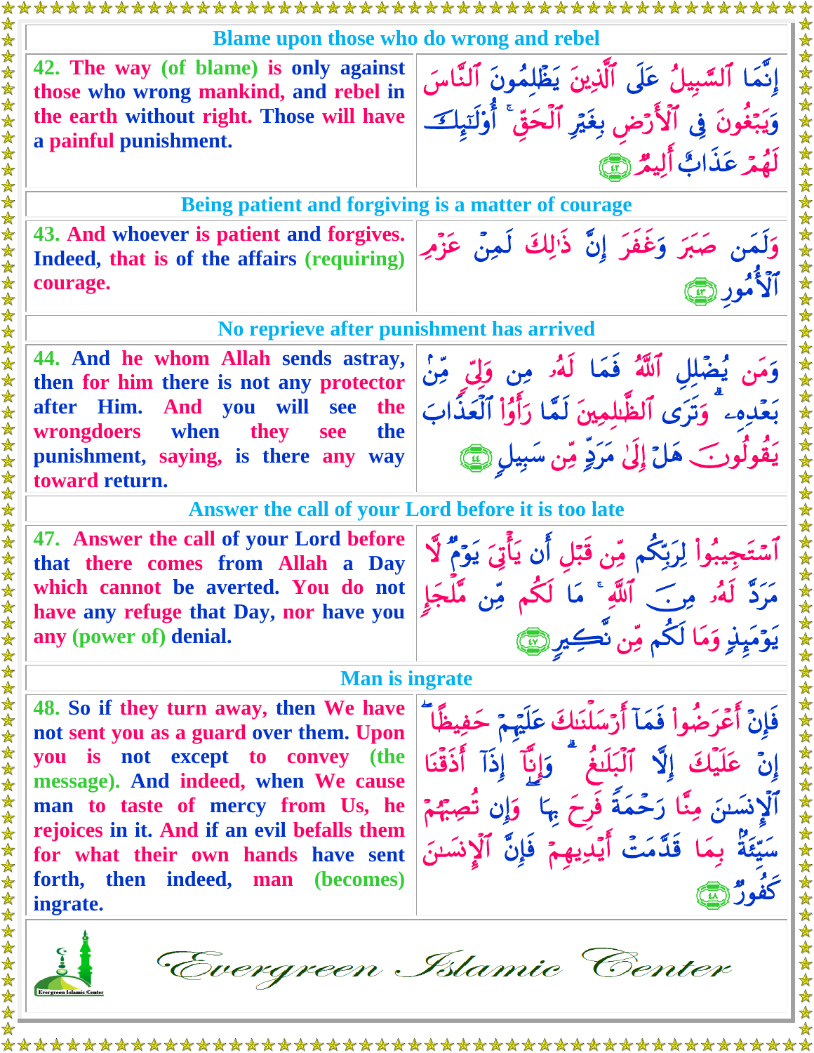## Blame upon those who do wrong and rebel

| | |
|---|---|
| **42.** The way (of blame) is only against those who wrong mankind, and rebel in the earth without right. Those will have a painful punishment. | إِنَّمَا ٱلسَّبِيلُ عَلَى ٱلَّذِينَ يَظْلِمُونَ ٱلنَّاسَ وَيَبْغُونَ فِى ٱلْأَرْضِ بِغَيْرِ ٱلْحَقِّ ۚ أُو۟لَٰٓئِكَ لَهُمْ عَذَابٌ أَلِيمٌ ﴿٤٢﴾ |

## Being patient and forgiving is a matter of courage

| | |
|---|---|
| **43.** And whoever is patient and forgives. Indeed, that is of the affairs (requiring) courage. | وَلَمَن صَبَرَ وَغَفَرَ إِنَّ ذَٰلِكَ لَمِنْ عَزْمِ ٱلْأُمُورِ ﴿٤٣﴾ |

## No reprieve after punishment has arrived

| | |
|---|---|
| **44.** And he whom Allah sends astray, then for him there is not any protector after Him. And you will see the wrongdoers when they see the punishment, saying, is there any way toward return. | وَمَن يُضْلِلِ ٱللَّهُ فَمَا لَهُۥ مِن وَلِىٍّ مِّنۢ بَعْدِهِۦ ۗ وَتَرَى ٱلظَّٰلِمِينَ لَمَّا رَأَوُا۟ ٱلْعَذَابَ يَقُولُونَ هَلْ إِلَىٰ مَرَدٍّ مِّن سَبِيلٍ ﴿٤٤﴾ |

## Answer the call of your Lord before it is too late

| | |
|---|---|
| **47.** Answer the call of your Lord before that there comes from Allah a Day which cannot be averted. You do not have any refuge that Day, nor have you any (power of) denial. | ٱسْتَجِيبُوا۟ لِرَبِّكُم مِّن قَبْلِ أَن يَأْتِىَ يَوْمٌ لَّا مَرَدَّ لَهُۥ مِنَ ٱللَّهِ ۚ مَا لَكُم مِّن مَّلْجَإٍ يَوْمَئِذٍ وَمَا لَكُم مِّن نَّكِيرٍ ﴿٤٧﴾ |

## Man is ingrate

| | |
|---|---|
| **48.** So if they turn away, then We have not sent you as a guard over them. Upon you is not except to convey (the message). And indeed, when We cause man to taste of mercy from Us, he rejoices in it. And if an evil befalls them for what their own hands have sent forth, then indeed, man (becomes) ingrate. | فَإِنْ أَعْرَضُوا۟ فَمَآ أَرْسَلْنَٰكَ عَلَيْهِمْ حَفِيظًا ۖ إِنْ عَلَيْكَ إِلَّا ٱلْبَلَٰغُ ۗ وَإِنَّآ إِذَآ أَذَقْنَا ٱلْإِنسَٰنَ مِنَّا رَحْمَةً فَرِحَ بِهَا ۖ وَإِن تُصِبْهُمْ سَيِّئَةٌۢ بِمَا قَدَّمَتْ أَيْدِيهِمْ فَإِنَّ ٱلْإِنسَٰنَ كَفُورٌ ﴿٤٨﴾ |

Evergreen Islamic Center